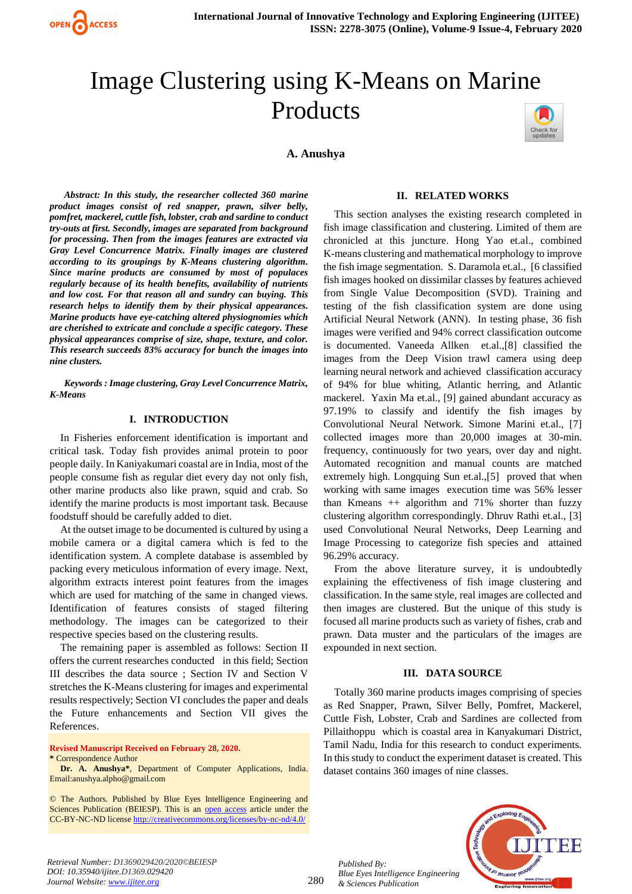# Image Clustering using K-Means on Marine Products

**A. Anushya**

***Abstract: In this study, the researcher collected 360 marine product images consist of red snapper, prawn, silver belly, pomfret, mackerel, cuttle fish, lobster, crab and sardine to conduct try-outs at first. Secondly, images are separated from background for processing. Then from the images features are extracted via Gray Level Concurrence Matrix. Finally images are clustered according to its groupings by K-Means clustering algorithm. Since marine products are consumed by most of populaces regularly because of its health benefits, availability of nutrients and low cost. For that reason all and sundry can buying. This research helps to identify them by their physical appearances. Marine products have eye-catching altered physiognomies which are cherished to extricate and conclude a specific category. These physical appearances comprise of size, shape, texture, and color. This research succeeds 83% accuracy for bunch the images into nine clusters.***

***Keywords : Image clustering, Gray Level Concurrence Matrix, K-Means***

## I. INTRODUCTION

In Fisheries enforcement identification is important and critical task. Today fish provides animal protein to poor people daily. In Kaniyakumari coastal are in India, most of the people consume fish as regular diet every day not only fish, other marine products also like prawn, squid and crab. So identify the marine products is most important task. Because foodstuff should be carefully added to diet.

At the outset image to be documented is cultured by using a mobile camera or a digital camera which is fed to the identification system. A complete database is assembled by packing every meticulous information of every image. Next, algorithm extracts interest point features from the images which are used for matching of the same in changed views. Identification of features consists of staged filtering methodology. The images can be categorized to their respective species based on the clustering results.

The remaining paper is assembled as follows: Section II offers the current researches conducted in this field; Section III describes the data source ; Section IV and Section V stretches the K-Means clustering for images and experimental results respectively; Section VI concludes the paper and deals the Future enhancements and Section VII gives the References.

**Revised Manuscript Received on February 28, 2020.**
\* Correspondence Author
**Dr. A. Anushya\***, Department of Computer Applications, India. Email:anushya.alpho@gmail.com

© The Authors. Published by Blue Eyes Intelligence Engineering and Sciences Publication (BEIESP). This is an open access article under the CC-BY-NC-ND license http://creativecommons.org/licenses/by-nc-nd/4.0/

## II. RELATED WORKS

This section analyses the existing research completed in fish image classification and clustering. Limited of them are chronicled at this juncture. Hong Yao et.al., combined K-means clustering and mathematical morphology to improve the fish image segmentation. S. Daramola et.al., [6 classified fish images hooked on dissimilar classes by features achieved from Single Value Decomposition (SVD). Training and testing of the fish classification system are done using Artificial Neural Network (ANN). In testing phase, 36 fish images were verified and 94% correct classification outcome is documented. Vaneeda Allken et.al.,[8] classified the images from the Deep Vision trawl camera using deep learning neural network and achieved classification accuracy of 94% for blue whiting, Atlantic herring, and Atlantic mackerel. Yaxin Ma et.al., [9] gained abundant accuracy as 97.19% to classify and identify the fish images by Convolutional Neural Network. Simone Marini et.al., [7] collected images more than 20,000 images at 30-min. frequency, continuously for two years, over day and night. Automated recognition and manual counts are matched extremely high. Longquing Sun et.al.,[5] proved that when working with same images execution time was 56% lesser than Kmeans ++ algorithm and 71% shorter than fuzzy clustering algorithm correspondingly. Dhruv Rathi et.al., [3] used Convolutional Neural Networks, Deep Learning and Image Processing to categorize fish species and attained 96.29% accuracy.

From the above literature survey, it is undoubtedly explaining the effectiveness of fish image clustering and classification. In the same style, real images are collected and then images are clustered. But the unique of this study is focused all marine products such as variety of fishes, crab and prawn. Data muster and the particulars of the images are expounded in next section.

## III. DATA SOURCE

Totally 360 marine products images comprising of species as Red Snapper, Prawn, Silver Belly, Pomfret, Mackerel, Cuttle Fish, Lobster, Crab and Sardines are collected from Pillaithoppu which is coastal area in Kanyakumari District, Tamil Nadu, India for this research to conduct experiments. In this study to conduct the experiment dataset is created. This dataset contains 360 images of nine classes.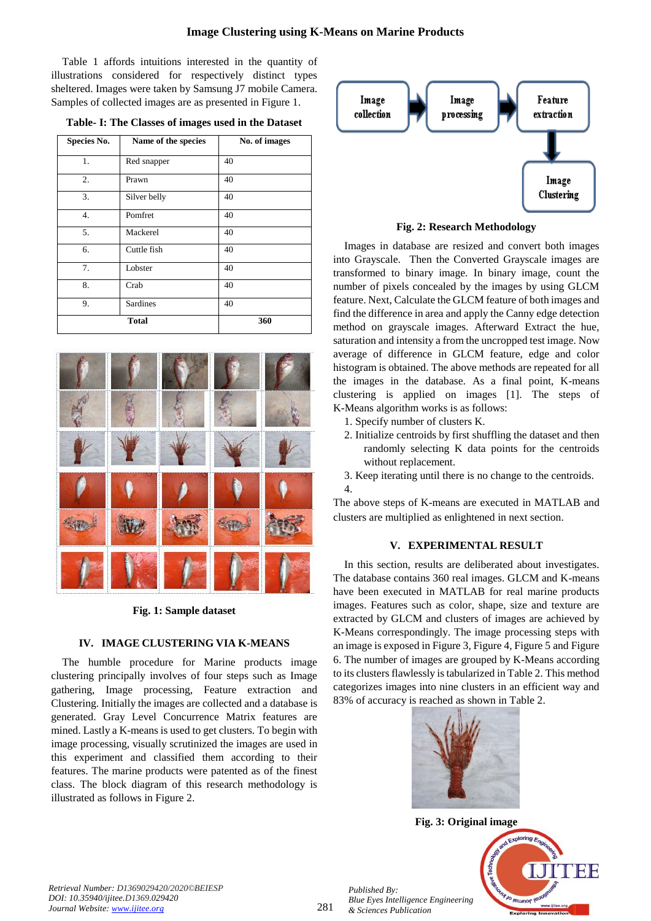Table 1 affords intuitions interested in the quantity of illustrations considered for respectively distinct types sheltered. Images were taken by Samsung J7 mobile Camera. Samples of collected images are as presented in Figure 1.

**Table- I: The Classes of images used in the Dataset**

| Species No. | Name of the species | No. of images |
|---|---|---|
| 1. | Red snapper | 40 |
| 2. | Prawn | 40 |
| 3. | Silver belly | 40 |
| 4. | Pomfret | 40 |
| 5. | Mackerel | 40 |
| 6. | Cuttle fish | 40 |
| 7. | Lobster | 40 |
| 8. | Crab | 40 |
| 9. | Sardines | 40 |
| **Total** | | **360** |

**Fig. 1: Sample dataset**

## IV. IMAGE CLUSTERING VIA K-MEANS

The humble procedure for Marine products image clustering principally involves of four steps such as Image gathering, Image processing, Feature extraction and Clustering. Initially the images are collected and a database is generated. Gray Level Concurrence Matrix features are mined. Lastly a K-means is used to get clusters. To begin with image processing, visually scrutinized the images are used in this experiment and classified them according to their features. The marine products were patented as of the finest class. The block diagram of this research methodology is illustrated as follows in Figure 2.

**Fig. 2: Research Methodology**

Images in database are resized and convert both images into Grayscale. Then the Converted Grayscale images are transformed to binary image. In binary image, count the number of pixels concealed by the images by using GLCM feature. Next, Calculate the GLCM feature of both images and find the difference in area and apply the Canny edge detection method on grayscale images. Afterward Extract the hue, saturation and intensity a from the uncropped test image. Now average of difference in GLCM feature, edge and color histogram is obtained. The above methods are repeated for all the images in the database. As a final point, K-means clustering is applied on images [1]. The steps of K-Means algorithm works is as follows:

1. Specify number of clusters K.
2. Initialize centroids by first shuffling the dataset and then randomly selecting K data points for the centroids without replacement.
3. Keep iterating until there is no change to the centroids.
4.

The above steps of K-means are executed in MATLAB and clusters are multiplied as enlightened in next section.

## V. EXPERIMENTAL RESULT

In this section, results are deliberated about investigates. The database contains 360 real images. GLCM and K-means have been executed in MATLAB for real marine products images. Features such as color, shape, size and texture are extracted by GLCM and clusters of images are achieved by K-Means correspondingly. The image processing steps with an image is exposed in Figure 3, Figure 4, Figure 5 and Figure 6. The number of images are grouped by K-Means according to its clusters flawlessly is tabularized in Table 2. This method categorizes images into nine clusters in an efficient way and 83% of accuracy is reached as shown in Table 2.

**Fig. 3: Original image**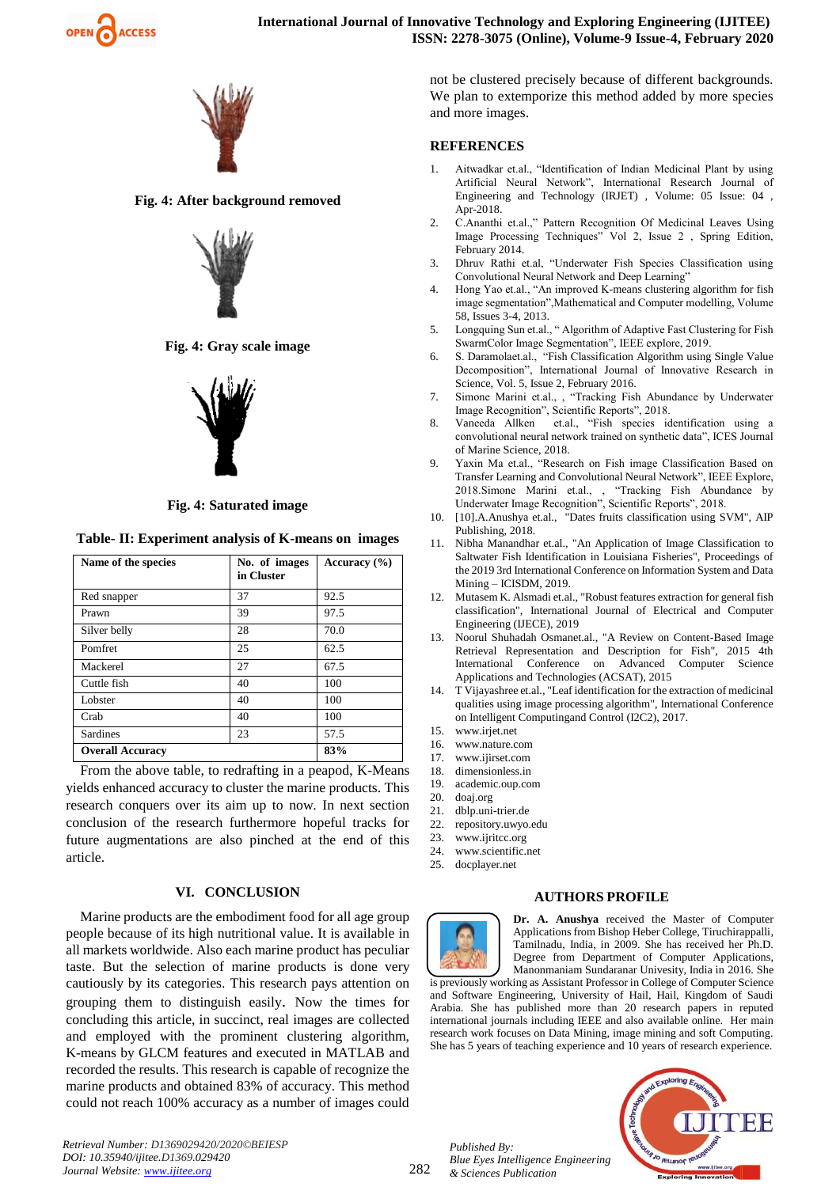Fig. 4: After background removed

Fig. 4: Gray scale image

Fig. 4: Saturated image

**Table- II: Experiment analysis of K-means on images**

| Name of the species | No. of images in Cluster | Accuracy (%) |
|---|---|---|
| Red snapper | 37 | 92.5 |
| Prawn | 39 | 97.5 |
| Silver belly | 28 | 70.0 |
| Pomfret | 25 | 62.5 |
| Mackerel | 27 | 67.5 |
| Cuttle fish | 40 | 100 |
| Lobster | 40 | 100 |
| Crab | 40 | 100 |
| Sardines | 23 | 57.5 |
| **Overall Accuracy** | | **83%** |

From the above table, to redrafting in a peapod, K-Means yields enhanced accuracy to cluster the marine products. This research conquers over its aim up to now. In next section conclusion of the research furthermore hopeful tracks for future augmentations are also pinched at the end of this article.

## VI. CONCLUSION

Marine products are the embodiment food for all age group people because of its high nutritional value. It is available in all markets worldwide. Also each marine product has peculiar taste. But the selection of marine products is done very cautiously by its categories. This research pays attention on grouping them to distinguish easily. Now the times for concluding this article, in succinct, real images are collected and employed with the prominent clustering algorithm, K-means by GLCM features and executed in MATLAB and recorded the results. This research is capable of recognize the marine products and obtained 83% of accuracy. This method could not reach 100% accuracy as a number of images could not be clustered precisely because of different backgrounds. We plan to extemporize this method added by more species and more images.

## REFERENCES

1. Aitwadkar et.al., "Identification of Indian Medicinal Plant by using Artificial Neural Network", International Research Journal of Engineering and Technology (IRJET) , Volume: 05 Issue: 04 , Apr-2018.
2. C.Ananthi et.al.," Pattern Recognition Of Medicinal Leaves Using Image Processing Techniques" Vol 2, Issue 2 , Spring Edition, February 2014.
3. Dhruv Rathi et.al, "Underwater Fish Species Classification using Convolutional Neural Network and Deep Learning"
4. Hong Yao et.al., "An improved K-means clustering algorithm for fish image segmentation",Mathematical and Computer modelling, Volume 58, Issues 3-4, 2013.
5. Longquing Sun et.al., " Algorithm of Adaptive Fast Clustering for Fish SwarmColor Image Segmentation", IEEE explore, 2019.
6. S. Daramolaet.al., "Fish Classification Algorithm using Single Value Decomposition", International Journal of Innovative Research in Science, Vol. 5, Issue 2, February 2016.
7. Simone Marini et.al., , "Tracking Fish Abundance by Underwater Image Recognition", Scientific Reports", 2018.
8. Vaneeda Allken et.al., "Fish species identification using a convolutional neural network trained on synthetic data", ICES Journal of Marine Science, 2018.
9. Yaxin Ma et.al., "Research on Fish image Classification Based on Transfer Learning and Convolutional Neural Network", IEEE Explore, 2018.Simone Marini et.al., , "Tracking Fish Abundance by Underwater Image Recognition", Scientific Reports", 2018.
10. [10].A.Anushya et.al., "Dates fruits classification using SVM", AIP Publishing, 2018.
11. Nibha Manandhar et.al., "An Application of Image Classification to Saltwater Fish Identification in Louisiana Fisheries", Proceedings of the 2019 3rd International Conference on Information System and Data Mining – ICISDM, 2019.
12. Mutasem K. Alsmadi et.al., "Robust features extraction for general fish classification", International Journal of Electrical and Computer Engineering (IJECE), 2019
13. Noorul Shuhadah Osmanet.al., "A Review on Content-Based Image Retrieval Representation and Description for Fish", 2015 4th International Conference on Advanced Computer Science Applications and Technologies (ACSAT), 2015
14. T Vijayashree et.al., "Leaf identification for the extraction of medicinal qualities using image processing algorithm", International Conference on Intelligent Computingand Control (I2C2), 2017.
15. www.irjet.net
16. www.nature.com
17. www.ijirset.com
18. dimensionless.in
19. academic.oup.com
20. doaj.org
21. dblp.uni-trier.de
22. repository.uwyo.edu
23. www.ijritcc.org
24. www.scientific.net
25. docplayer.net

## AUTHORS PROFILE

**Dr. A. Anushya** received the Master of Computer Applications from Bishop Heber College, Tiruchirappalli, Tamilnadu, India, in 2009. She has received her Ph.D. Degree from Department of Computer Applications, Manonmaniam Sundaranar Univesity, India in 2016. She is previously working as Assistant Professor in College of Computer Science and Software Engineering, University of Hail, Hail, Kingdom of Saudi Arabia. She has published more than 20 research papers in reputed international journals including IEEE and also available online. Her main research work focuses on Data Mining, image mining and soft Computing. She has 5 years of teaching experience and 10 years of research experience.